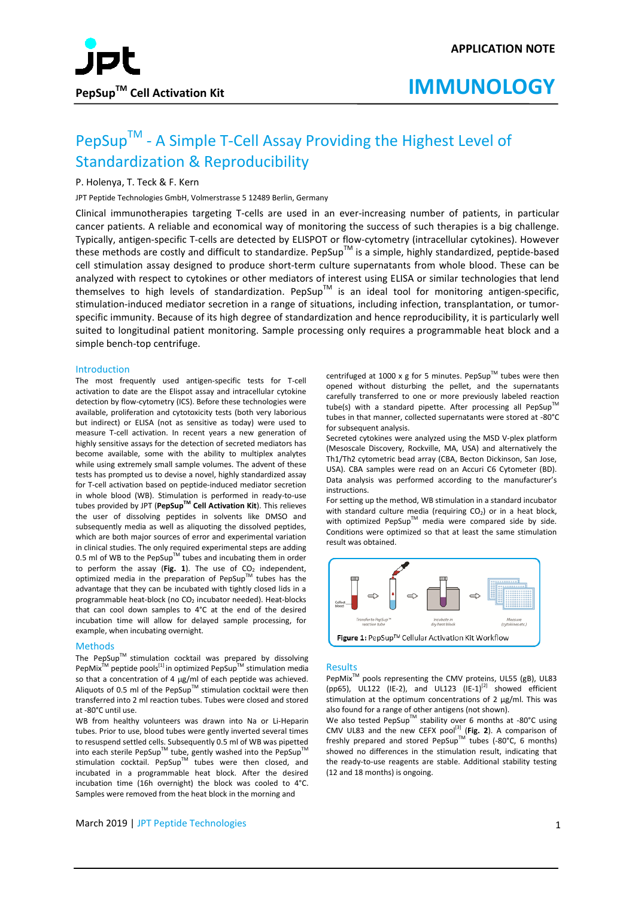APPLICATION NOTE

# IMMUNOLOGY

PepSup™ Cell Activation Kit

# PepSup™ - A Simple T-Cell Assay Providing the Highest Level of Standardization & Reproducibility

P. Holenya, T. Teck & F. Kern

JPT Peptide Technologies GmbH, Volmerstrasse 5 12489 Berlin, Germany

Clinical immunotherapies targeting T-cells are used in an ever-increasing number of patients, in particular cancer patients. A reliable and economical way of monitoring the success of such therapies is a big challenge. Typically, antigen-specific T-cells are detected by ELISPOT or flow-cytometry (intracellular cytokines). However these methods are costly and difficult to standardize. PepSup™ is a simple, highly standardized, peptide-based cell stimulation assay designed to produce short-term culture supernatants from whole blood. These can be analyzed with respect to cytokines or other mediators of interest using ELISA or similar technologies that lend themselves to high levels of standardization. PepSup™ is an ideal tool for monitoring antigen-specific, stimulation-induced mediator secretion in a range of situations, including infection, transplantation, or tumor-specific immunity. Because of its high degree of standardization and hence reproducibility, it is particularly well suited to longitudinal patient monitoring. Sample processing only requires a programmable heat block and a simple bench-top centrifuge.

## Introduction

The most frequently used antigen-specific tests for T-cell activation to date are the Elispot assay and intracellular cytokine detection by flow-cytometry (ICS). Before these technologies were available, proliferation and cytotoxicity tests (both very laborious but indirect) or ELISA (not as sensitive as today) were used to measure T-cell activation. In recent years a new generation of highly sensitive assays for the detection of secreted mediators has become available, some with the ability to multiplex analytes while using extremely small sample volumes. The advent of these tests has prompted us to devise a novel, highly standardized assay for T-cell activation based on peptide-induced mediator secretion in whole blood (WB). Stimulation is performed in ready-to-use tubes provided by JPT (**PepSup™ Cell Activation Kit**). This relieves the user of dissolving peptides in solvents like DMSO and subsequently media as well as aliquoting the dissolved peptides, which are both major sources of error and experimental variation in clinical studies. The only required experimental steps are adding 0.5 ml of WB to the PepSup™ tubes and incubating them in order to perform the assay (**Fig. 1**). The use of $CO_2$ independent, optimized media in the preparation of PepSup™ tubes has the advantage that they can be incubated with tightly closed lids in a programmable heat-block (no $CO_2$ incubator needed). Heat-blocks that can cool down samples to 4°C at the end of the desired incubation time will allow for delayed sample processing, for example, when incubating overnight.

## Methods

The PepSup™ stimulation cocktail was prepared by dissolving PepMix™ peptide pools[1] in optimized PepSup™ stimulation media so that a concentration of 4 µg/ml of each peptide was achieved. Aliquots of 0.5 ml of the PepSup™ stimulation cocktail were then transferred into 2 ml reaction tubes. Tubes were closed and stored at -80°C until use.

WB from healthy volunteers was drawn into Na or Li-Heparin tubes. Prior to use, blood tubes were gently inverted several times to resuspend settled cells. Subsequently 0.5 ml of WB was pipetted into each sterile PepSup™ tube, gently washed into the PepSup™ stimulation cocktail. PepSup™ tubes were then closed, and incubated in a programmable heat block. After the desired incubation time (16h overnight) the block was cooled to 4°C. Samples were removed from the heat block in the morning and centrifuged at 1000 x g for 5 minutes. PepSup™ tubes were then opened without disturbing the pellet, and the supernatants carefully transferred to one or more previously labeled reaction tube(s) with a standard pipette. After processing all PepSup™ tubes in that manner, collected supernatants were stored at -80°C for subsequent analysis.

Secreted cytokines were analyzed using the MSD V-plex platform (Mesoscale Discovery, Rockville, MA, USA) and alternatively the Th1/Th2 cytometric bead array (CBA, Becton Dickinson, San Jose, USA). CBA samples were read on an Accuri C6 Cytometer (BD). Data analysis was performed according to the manufacturer's instructions.

For setting up the method, WB stimulation in a standard incubator with standard culture media (requiring $CO_2$) or in a heat block, with optimized PepSup™ media were compared side by side. Conditions were optimized so that at least the same stimulation result was obtained.

Collect blood → Transfer to PepSup™ reaction tube → Incubate in dry heat block → Measure (cytokines etc.)

**Figure 1:** PepSup™ Cellular Activation Kit Workflow

## Results

PepMix™ pools representing the CMV proteins, UL55 (gB), UL83 (pp65), UL122 (IE-2), and UL123 (IE-1)[2] showed efficient stimulation at the optimum concentrations of 2 µg/ml. This was also found for a range of other antigens (not shown).

We also tested PepSup™ stability over 6 months at -80°C using CMV UL83 and the new CEFX pool[3] (**Fig. 2**). A comparison of freshly prepared and stored PepSup™ tubes (-80°C, 6 months) showed no differences in the stimulation result, indicating that the ready-to-use reagents are stable. Additional stability testing (12 and 18 months) is ongoing.

March 2019 | JPT Peptide Technologies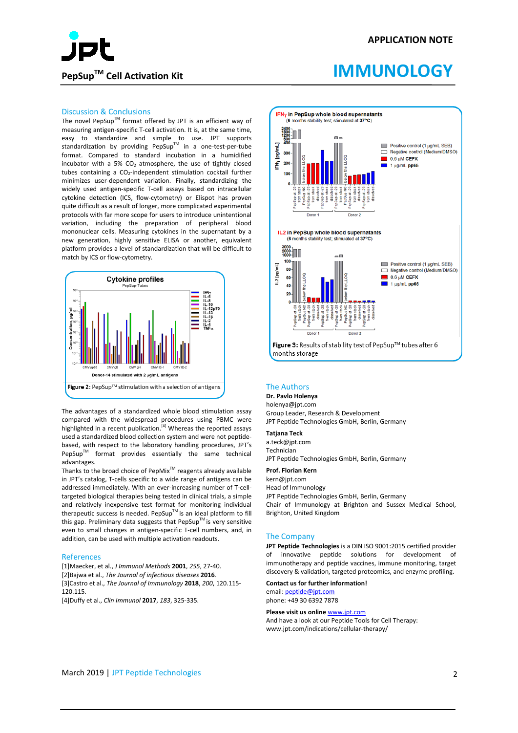## Discussion & Conclusions

The novel PepSup™ format offered by JPT is an efficient way of measuring antigen-specific T-cell activation. It is, at the same time, easy to standardize and simple to use. JPT supports standardization by providing PepSup™ in a one-test-per-tube format. Compared to standard incubation in a humidified incubator with a 5% $CO_2$ atmosphere, the use of tightly closed tubes containing a $CO_2$-independent stimulation cocktail further minimizes user-dependent variation. Finally, standardizing the widely used antigen-specific T-cell assays based on intracellular cytokine detection (ICS, flow-cytometry) or Elispot has proven quite difficult as a result of longer, more complicated experimental protocols with far more scope for users to introduce unintentional variation, including the preparation of peripheral blood mononuclear cells. Measuring cytokines in the supernatant by a new generation, highly sensitive ELISA or another, equivalent platform provides a level of standardization that will be difficult to match by ICS or flow-cytometry.

Cytokine profiles
PepSup-Tubes
Concentration, pg/ml
IFNγ
IL-6
IL-8
IL-10
IL-12p70
IL-13
IL-1β
IL-2
IL-4
TNFα
CMV pp65
CMV gB
CMV gH
CMV IE-1
CMV IE-2
Donor-14 stimulated with 2 µg/mL antigens

**Figure 2:** PepSup™ stimulation with a selection of antigens

The advantages of a standardized whole blood stimulation assay compared with the widespread procedures using PBMC were highlighted in a recent publication.[4] Whereas the reported assays used a standardized blood collection system and were not peptide-based, with respect to the laboratory handling procedures, JPT's PepSup™ format provides essentially the same technical advantages.

Thanks to the broad choice of PepMix™ reagents already available in JPT's catalog, T-cells specific to a wide range of antigens can be addressed immediately. With an ever-increasing number of T-cell-targeted biological therapies being tested in clinical trials, a simple and relatively inexpensive test format for monitoring individual therapeutic success is needed. PepSup™ is an ideal platform to fill this gap. Preliminary data suggests that PepSup™ is very sensitive even to small changes in antigen-specific T-cell numbers, and, in addition, can be used with multiple activation readouts.

## References

[1]Maecker, et al., *J Immunol Methods* **2001**, *255*, 27-40.
[2]Bajwa et al., *The Journal of infectious diseases* **2016**.
[3]Castro et al., *The Journal of Immunology* **2018**, *200*, 120.115-120.115.
[4]Duffy et al., *Clin Immunol* **2017**, *183*, 325-335.

IFNγ in PepSup whole blood supernatants
(6 months stability test; stimulated at 37°C)
IFNγ [pg/mL]
Positive control (1 µg/mL SEB)
Negative control (Medium/DMSO)
0.6 µM CEFX
1 µg/mL pp65
below the LLOQ
Donor 1
Donor 2

IL2 in PepSup whole blood supernatants
(6 months stability test; stimulated at 37°C)
IL2 [pg/mL]
Positive control (1 µg/mL SEB)
Negative control (Medium/DMSO)
0.6 µM CEFX
1 µg/mL pp65
below the LLOQ
Donor 1
Donor 2

**Figure 3:** Results of stability test of PepSup™ tubes after 6 months storage

## The Authors

**Dr. Pavlo Holenya**
holenya@jpt.com
Group Leader, Research & Development
JPT Peptide Technologies GmbH, Berlin, Germany

**Tatjana Teck**
a.teck@jpt.com
Technician
JPT Peptide Technologies GmbH, Berlin, Germany

**Prof. Florian Kern**
kern@jpt.com
Head of Immunology
JPT Peptide Technologies GmbH, Berlin, Germany
Chair of Immunology at Brighton and Sussex Medical School, Brighton, United Kingdom

## The Company

**JPT Peptide Technologies** is a DIN ISO 9001:2015 certified provider of innovative peptide solutions for development of immunotherapy and peptide vaccines, immune monitoring, target discovery & validation, targeted proteomics, and enzyme profiling.

**Contact us for further information!**
email: peptide@jpt.com
phone: +49 30 6392 7878

**Please visit us online** www.jpt.com
And have a look at our Peptide Tools for Cell Therapy:
www.jpt.com/indications/cellular-therapy/

March 2019 | JPT Peptide Technologies